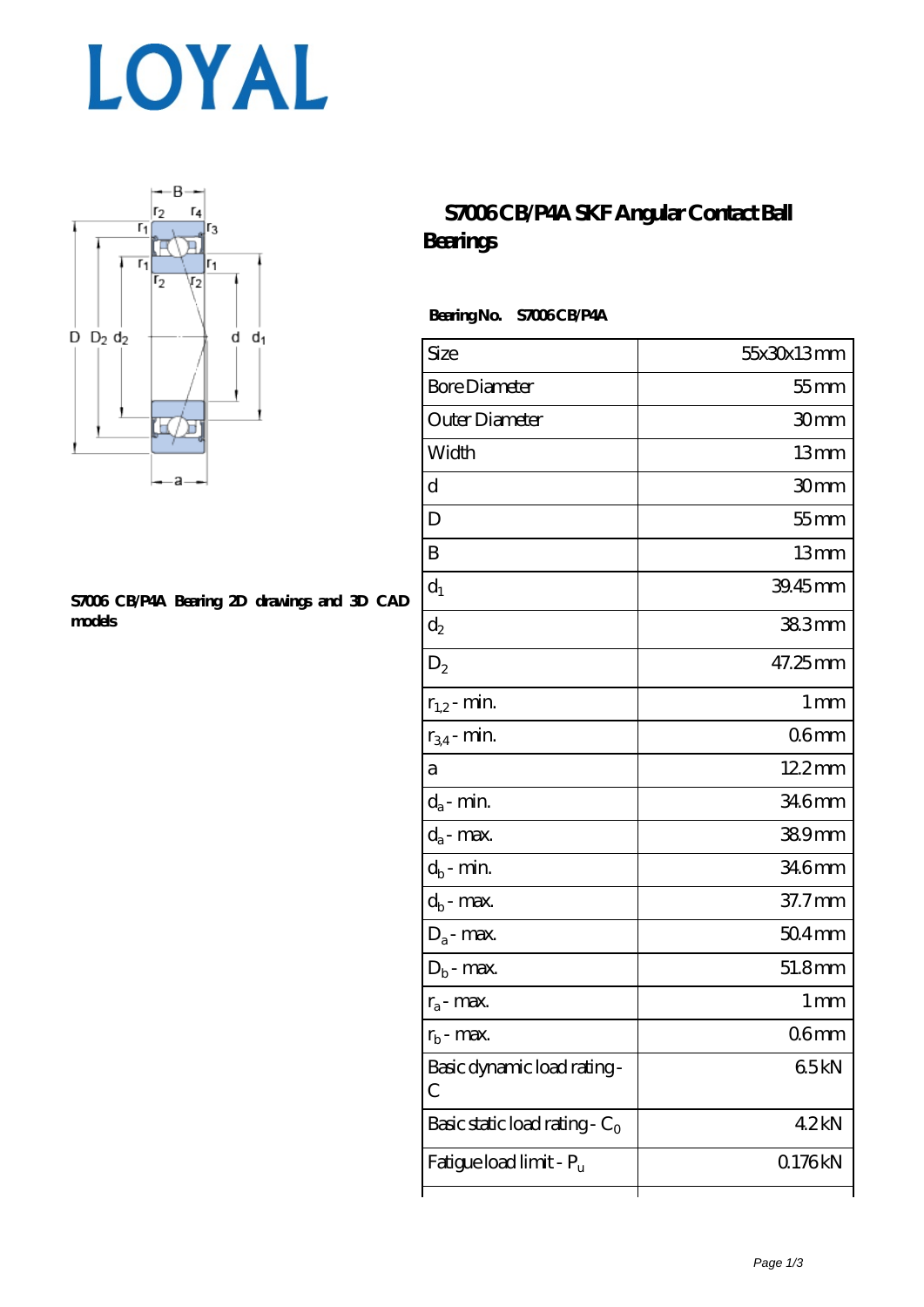# LOYAL

## S7006 CB/P4A SKF Angular Contact Ball Bearings

S7006 CB/P4A Bearing 2D drawings and 3D CAD models

**Bearing No.** **S7006 CB/P4A**

| Size | 55x30x13 mm |
|---|---|
| Bore Diameter | 55 mm |
| Outer Diameter | 30 mm |
| Width | 13 mm |
| d | 30 mm |
| D | 55 mm |
| B | 13 mm |
| $d_1$ | 39.45 mm |
| $d_2$ | 38.3 mm |
| $D_2$ | 47.25 mm |
| $r_{1,2}$ - min. | 1 mm |
| $r_{3,4}$ - min. | 0.6 mm |
| a | 12.2 mm |
| $d_a$ - min. | 34.6 mm |
| $d_a$ - max. | 38.9 mm |
| $d_b$ - min. | 34.6 mm |
| $d_b$ - max. | 37.7 mm |
| $D_a$ - max. | 50.4 mm |
| $D_b$ - max. | 51.8 mm |
| $r_a$ - max. | 1 mm |
| $r_b$ - max. | 0.6 mm |
| Basic dynamic load rating - C | 6.5 kN |
| Basic static load rating - $C_0$ | 4.2 kN |
| Fatigue load limit - $P_u$ | 0.176 kN |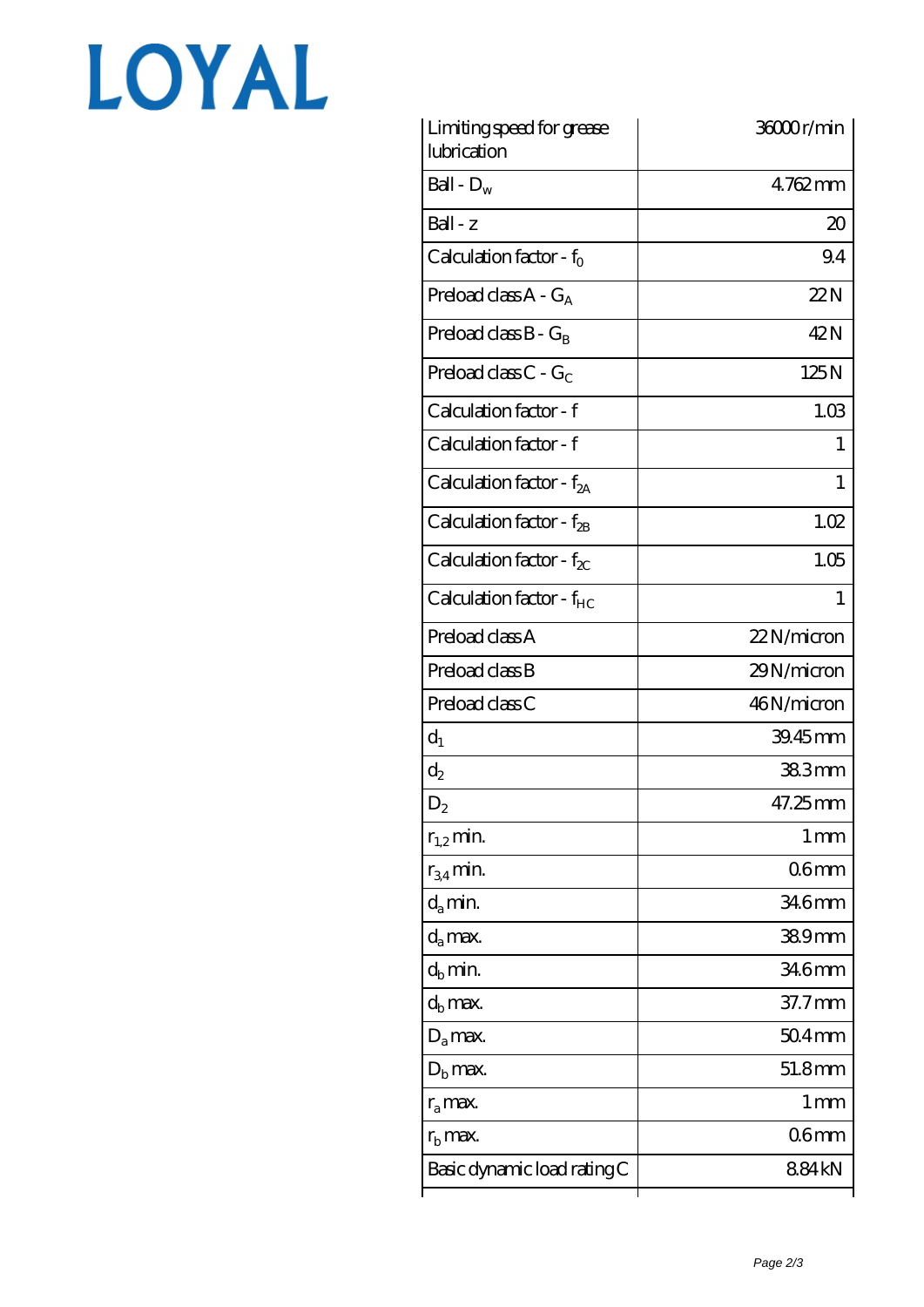LOYAL

| | |
|---|---|
| Limiting speed for grease lubrication | 36000 r/min |
| Ball - $D_w$ | 4.762 mm |
| Ball - z | 20 |
| Calculation factor - $f_0$ | 9.4 |
| Preload class A - $G_A$ | 22 N |
| Preload class B - $G_B$ | 42 N |
| Preload class C - $G_C$ | 125 N |
| Calculation factor - f | 1.03 |
| Calculation factor - f | 1 |
| Calculation factor - $f_{2A}$ | 1 |
| Calculation factor - $f_{2B}$ | 1.02 |
| Calculation factor - $f_{2C}$ | 1.05 |
| Calculation factor - $f_{HC}$ | 1 |
| Preload class A | 22 N/micron |
| Preload class B | 29 N/micron |
| Preload class C | 46 N/micron |
| $d_1$ | 39.45 mm |
| $d_2$ | 38.3 mm |
| $D_2$ | 47.25 mm |
| $r_{1,2}$ min. | 1 mm |
| $r_{3,4}$ min. | 0.6 mm |
| $d_a$ min. | 34.6 mm |
| $d_a$ max. | 38.9 mm |
| $d_b$ min. | 34.6 mm |
| $d_b$ max. | 37.7 mm |
| $D_a$ max. | 50.4 mm |
| $D_b$ max. | 51.8 mm |
| $r_a$ max. | 1 mm |
| $r_b$ max. | 0.6 mm |
| Basic dynamic load rating C | 8.84 kN |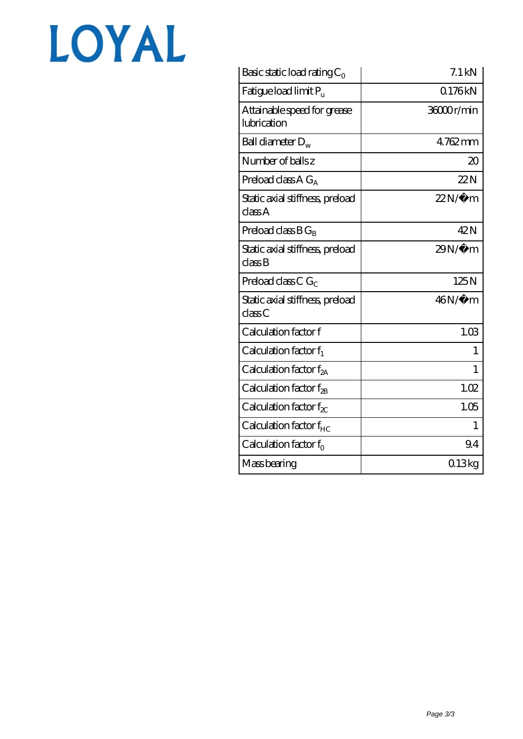LOYAL

| | |
|---|---|
| Basic static load rating $C_0$ | 7.1 kN |
| Fatigue load limit $P_u$ | 0.176 kN |
| Attainable speed for grease lubrication | 36000 r/min |
| Ball diameter $D_w$ | 4.762 mm |
| Number of balls z | 20 |
| Preload class A $G_A$ | 22 N |
| Static axial stiffness, preload class A | 22 N/�m |
| Preload class B $G_B$ | 42 N |
| Static axial stiffness, preload class B | 29 N/�m |
| Preload class C $G_C$ | 125 N |
| Static axial stiffness, preload class C | 46 N/�m |
| Calculation factor f | 1.03 |
| Calculation factor $f_1$ | 1 |
| Calculation factor $f_{2A}$ | 1 |
| Calculation factor $f_{2B}$ | 1.02 |
| Calculation factor $f_{2C}$ | 1.05 |
| Calculation factor $f_{HC}$ | 1 |
| Calculation factor $f_0$ | 9.4 |
| Mass bearing | 0.13 kg |